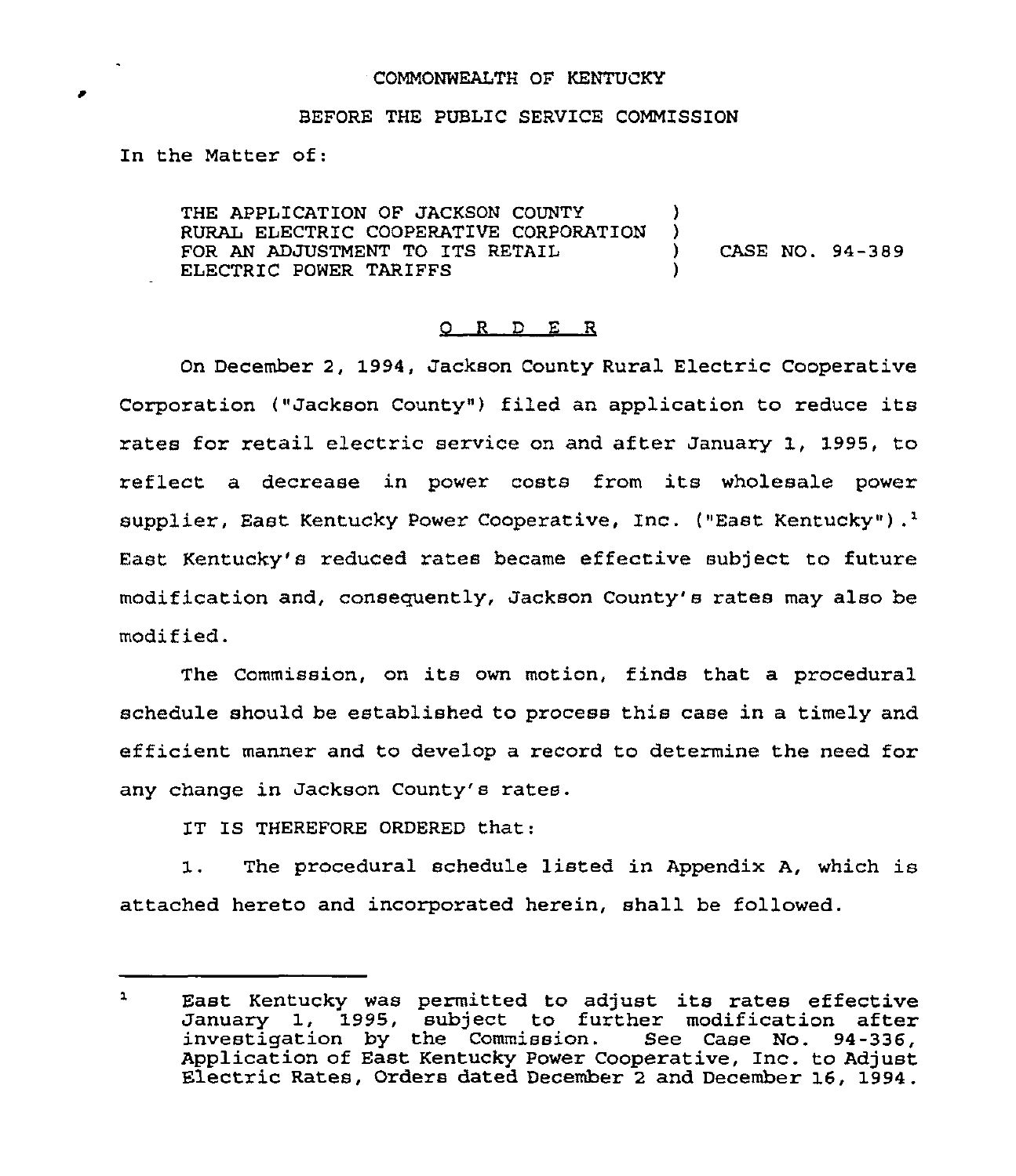COMMONWEALTH OF KENTUCKY

BEFORE THE PUBLIC SERVICE COMMISSION

In the Matter of:

THE APPLICATION OF JACKSON COUNTY RURAL ELECTRIC COOPERATIVE CORPORATION FOR AN ADJUSTMENT TO ITS RETAIL ELECTRIC POWER TARIFFS ) CASE NO. 94-389

# O R D E R

On December 2, 1994, Jackson County Rural Electric Cooperative Corporation ("Jackson County") filed an application to reduce its rates for retail electric service on and after January 1, 1995, to reflect a decrease in power costs from its wholesale power supplier, East Kentucky Power Cooperative, Inc. ("East Kentucky").[1] East Kentucky's reduced rates became effective subject to future modification and, consequently, Jackson County's rates may also be modified.

The Commission, on its own motion, finds that a procedural schedule should be established to process this case in a timely and efficient manner and to develop a record to determine the need for any change in Jackson County's rates.

IT IS THEREFORE ORDERED that:

1. The procedural schedule listed in Appendix A, which is attached hereto and incorporated herein, shall be followed.

---

[1] East Kentucky was permitted to adjust its rates effective January 1, 1995, subject to further modification after investigation by the Commission. See Case No. 94-336, Application of East Kentucky Power Cooperative, Inc. to Adjust Electric Rates, Orders dated December 2 and December 16, 1994.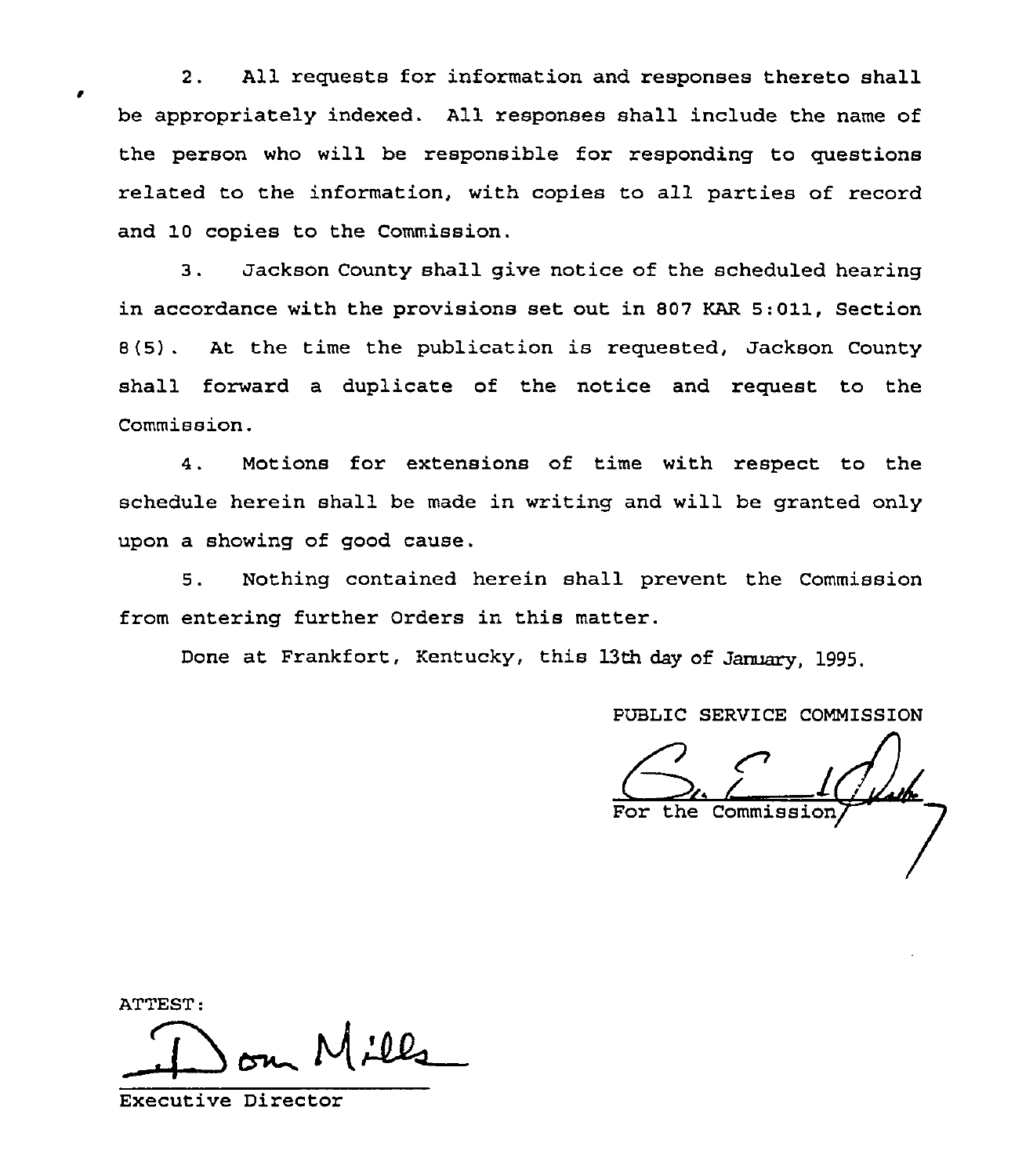2. All requests for information and responses thereto shall be appropriately indexed. All responses shall include the name of the person who will be responsible for responding to questions related to the information, with copies to all parties of record and 10 copies to the Commission.

3. Jackson County shall give notice of the scheduled hearing in accordance with the provisions set out in 807 KAR 5:011, Section 8(5). At the time the publication is requested, Jackson County shall forward a duplicate of the notice and request to the Commission.

4. Motions for extensions of time with respect to the schedule herein shall be made in writing and will be granted only upon a showing of good cause.

5. Nothing contained herein shall prevent the Commission from entering further Orders in this matter.

Done at Frankfort, Kentucky, this 13th day of January, 1995.

PUBLIC SERVICE COMMISSION

For the Commission

ATTEST:

Executive Director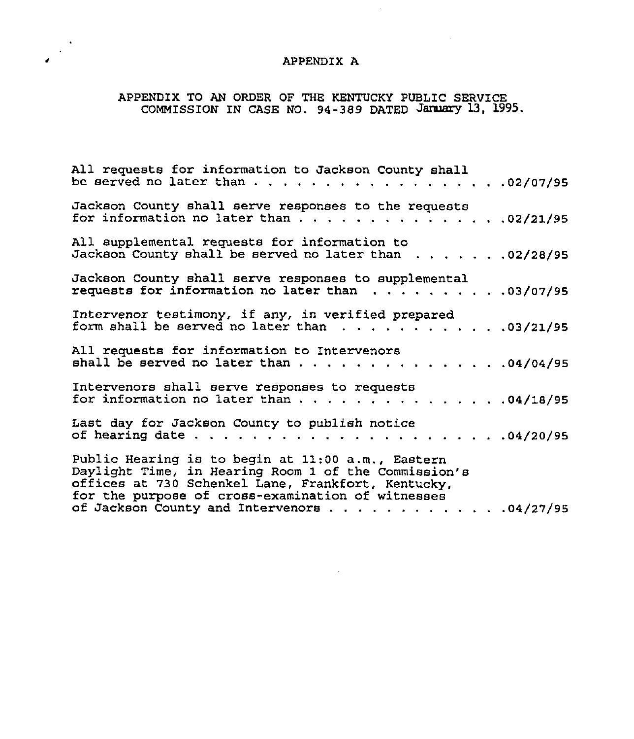# APPENDIX A

APPENDIX TO AN ORDER OF THE KENTUCKY PUBLIC SERVICE COMMISSION IN CASE NO. 94-389 DATED January 13, 1995.

| | |
|---|---|
| All requests for information to Jackson County shall be served no later than | 02/07/95 |
| Jackson County shall serve responses to the requests for information no later than | 02/21/95 |
| All supplemental requests for information to Jackson County shall be served no later than | 02/28/95 |
| Jackson County shall serve responses to supplemental requests for information no later than | 03/07/95 |
| Intervenor testimony, if any, in verified prepared form shall be served no later than | 03/21/95 |
| All requests for information to Intervenors shall be served no later than | 04/04/95 |
| Intervenors shall serve responses to requests for information no later than | 04/18/95 |
| Last day for Jackson County to publish notice of hearing date | 04/20/95 |
| Public Hearing is to begin at 11:00 a.m., Eastern Daylight Time, in Hearing Room 1 of the Commission's offices at 730 Schenkel Lane, Frankfort, Kentucky, for the purpose of cross-examination of witnesses of Jackson County and Intervenors | 04/27/95 |